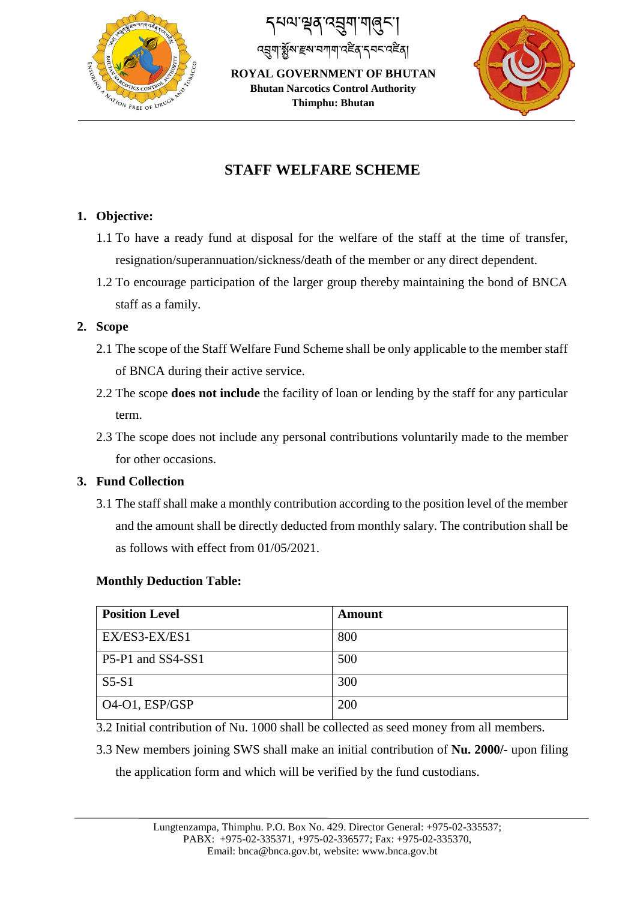དཔལ་ལྡན་འབྲུག་གཞུང་།

འབྲུག་སྨན་རྫས་བཀག་འཛིན་དབང་འཛིན།

**ROYAL GOVERNMENT OF BHUTAN**

**Bhutan Narcotics Control Authority**

**Thimphu: Bhutan**

# STAFF WELFARE SCHEME

## 1. Objective:

1.1 To have a ready fund at disposal for the welfare of the staff at the time of transfer, resignation/superannuation/sickness/death of the member or any direct dependent.

1.2 To encourage participation of the larger group thereby maintaining the bond of BNCA staff as a family.

## 2. Scope

2.1 The scope of the Staff Welfare Fund Scheme shall be only applicable to the member staff of BNCA during their active service.

2.2 The scope **does not include** the facility of loan or lending by the staff for any particular term.

2.3 The scope does not include any personal contributions voluntarily made to the member for other occasions.

## 3. Fund Collection

3.1 The staff shall make a monthly contribution according to the position level of the member and the amount shall be directly deducted from monthly salary. The contribution shall be as follows with effect from 01/05/2021.

**Monthly Deduction Table:**

| Position Level | Amount |
|---|---|
| EX/ES3-EX/ES1 | 800 |
| P5-P1 and SS4-SS1 | 500 |
| S5-S1 | 300 |
| O4-O1, ESP/GSP | 200 |

3.2 Initial contribution of Nu. 1000 shall be collected as seed money from all members.

3.3 New members joining SWS shall make an initial contribution of **Nu. 2000/-** upon filing the application form and which will be verified by the fund custodians.

Lungtenzampa, Thimphu. P.O. Box No. 429. Director General: +975-02-335537; PABX: +975-02-335371, +975-02-336577; Fax: +975-02-335370, Email: bnca@bnca.gov.bt, website: www.bnca.gov.bt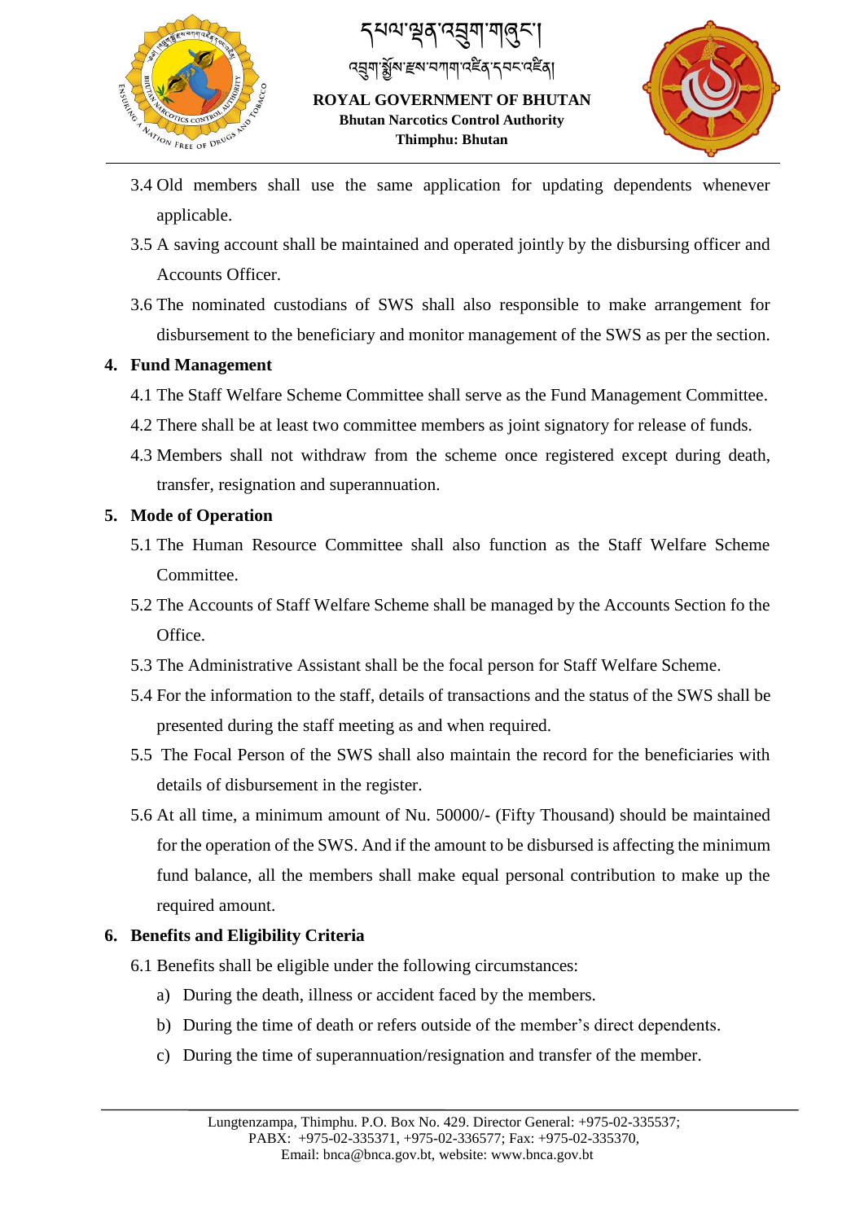3.4 Old members shall use the same application for updating dependents whenever applicable.

3.5 A saving account shall be maintained and operated jointly by the disbursing officer and Accounts Officer.

3.6 The nominated custodians of SWS shall also responsible to make arrangement for disbursement to the beneficiary and monitor management of the SWS as per the section.

## 4. Fund Management

4.1 The Staff Welfare Scheme Committee shall serve as the Fund Management Committee.

4.2 There shall be at least two committee members as joint signatory for release of funds.

4.3 Members shall not withdraw from the scheme once registered except during death, transfer, resignation and superannuation.

## 5. Mode of Operation

5.1 The Human Resource Committee shall also function as the Staff Welfare Scheme Committee.

5.2 The Accounts of Staff Welfare Scheme shall be managed by the Accounts Section fo the Office.

5.3 The Administrative Assistant shall be the focal person for Staff Welfare Scheme.

5.4 For the information to the staff, details of transactions and the status of the SWS shall be presented during the staff meeting as and when required.

5.5 The Focal Person of the SWS shall also maintain the record for the beneficiaries with details of disbursement in the register.

5.6 At all time, a minimum amount of Nu. 50000/- (Fifty Thousand) should be maintained for the operation of the SWS. And if the amount to be disbursed is affecting the minimum fund balance, all the members shall make equal personal contribution to make up the required amount.

## 6. Benefits and Eligibility Criteria

6.1 Benefits shall be eligible under the following circumstances:

a) During the death, illness or accident faced by the members.

b) During the time of death or refers outside of the member's direct dependents.

c) During the time of superannuation/resignation and transfer of the member.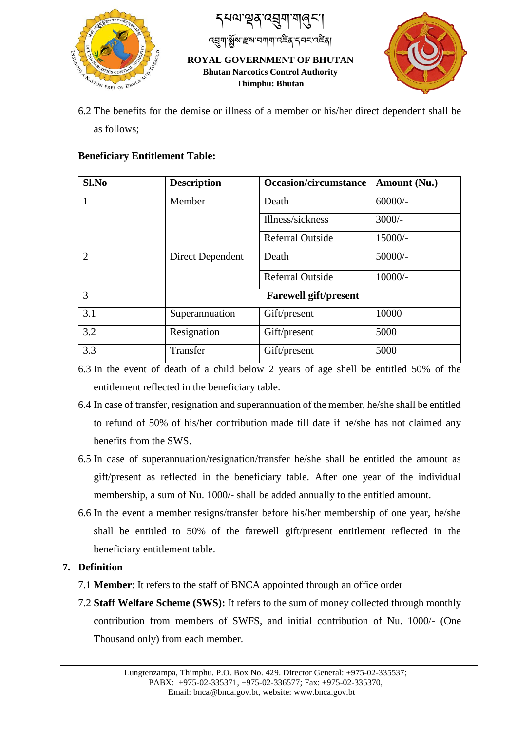6.2 The benefits for the demise or illness of a member or his/her direct dependent shall be as follows;

**Beneficiary Entitlement Table:**

| Sl.No | Description | Occasion/circumstance | Amount (Nu.) |
|---|---|---|---|
| 1 | Member | Death | 60000/- |
| | | Illness/sickness | 3000/- |
| | | Referral Outside | 15000/- |
| 2 | Direct Dependent | Death | 50000/- |
| | | Referral Outside | 10000/- |
| 3 | **Farewell gift/present** | | |
| 3.1 | Superannuation | Gift/present | 10000 |
| 3.2 | Resignation | Gift/present | 5000 |
| 3.3 | Transfer | Gift/present | 5000 |

6.3 In the event of death of a child below 2 years of age shell be entitled 50% of the entitlement reflected in the beneficiary table.

6.4 In case of transfer, resignation and superannuation of the member, he/she shall be entitled to refund of 50% of his/her contribution made till date if he/she has not claimed any benefits from the SWS.

6.5 In case of superannuation/resignation/transfer he/she shall be entitled the amount as gift/present as reflected in the beneficiary table. After one year of the individual membership, a sum of Nu. 1000/- shall be added annually to the entitled amount.

6.6 In the event a member resigns/transfer before his/her membership of one year, he/she shall be entitled to 50% of the farewell gift/present entitlement reflected in the beneficiary entitlement table.

## 7. Definition

7.1 **Member**: It refers to the staff of BNCA appointed through an office order

7.2 **Staff Welfare Scheme (SWS):** It refers to the sum of money collected through monthly contribution from members of SWFS, and initial contribution of Nu. 1000/- (One Thousand only) from each member.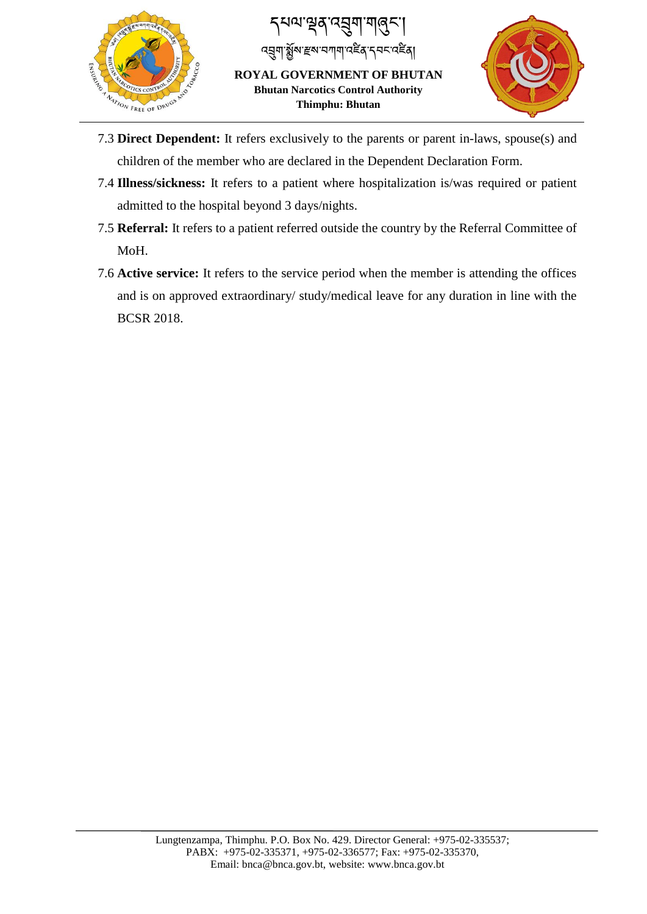7.3 **Direct Dependent:** It refers exclusively to the parents or parent in-laws, spouse(s) and children of the member who are declared in the Dependent Declaration Form.

7.4 **Illness/sickness:** It refers to a patient where hospitalization is/was required or patient admitted to the hospital beyond 3 days/nights.

7.5 **Referral:** It refers to a patient referred outside the country by the Referral Committee of MoH.

7.6 **Active service:** It refers to the service period when the member is attending the offices and is on approved extraordinary/ study/medical leave for any duration in line with the BCSR 2018.